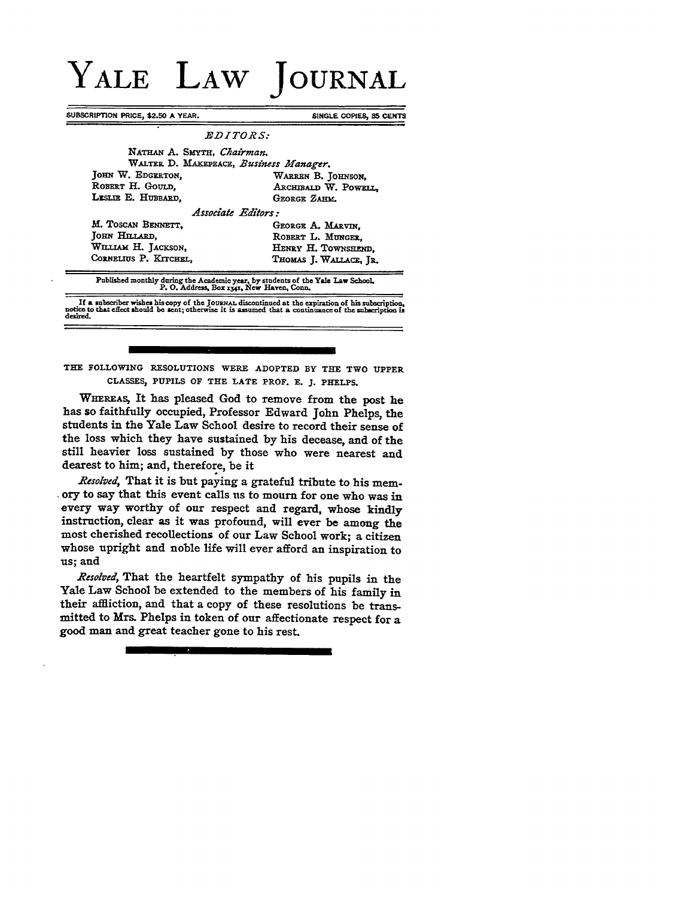# YALE LAW JOURNAL

SUBSCRIPTION PRICE, $2.50 A YEAR. SINGLE COPIES, 35 CENTS

*EDITORS:*

NATHAN A. SMYTH, *Chairman.*
WALTER D. MAKEPEACE, *Business Manager.*

JOHN W. EDGERTON,
ROBERT H. GOULD,
LESLIE E. HUBBARD,
WARREN B. JOHNSON,
ARCHIBALD W. POWELL,
GEORGE ZAHM.

*Associate Editors:*

M. TOSCAN BENNETT,
JOHN HILLARD,
WILLIAM H. JACKSON,
CORNELIUS P. KITCHEL,
GEORGE A. MARVIN,
ROBERT L. MUNGER,
HENRY H. TOWNSHEND,
THOMAS J. WALLACE, JR.

Published monthly during the Academic year, by students of the Yale Law School. P. O. Address, Box 1341, New Haven, Conn.

If a subscriber wishes his copy of the JOURNAL discontinued at the expiration of his subscription, notice to that effect should be sent; otherwise it is assumed that a continuance of the subscription is desired.

---

THE FOLLOWING RESOLUTIONS WERE ADOPTED BY THE TWO UPPER CLASSES, PUPILS OF THE LATE PROF. E. J. PHELPS.

WHEREAS, It has pleased God to remove from the post he has so faithfully occupied, Professor Edward John Phelps, the students in the Yale Law School desire to record their sense of the loss which they have sustained by his decease, and of the still heavier loss sustained by those who were nearest and dearest to him; and, therefore, be it

*Resolved,* That it is but paying a grateful tribute to his memory to say that this event calls us to mourn for one who was in every way worthy of our respect and regard, whose kindly instruction, clear as it was profound, will ever be among the most cherished recollections of our Law School work; a citizen whose upright and noble life will ever afford an inspiration to us; and

*Resolved,* That the heartfelt sympathy of his pupils in the Yale Law School be extended to the members of his family in their affliction, and that a copy of these resolutions be transmitted to Mrs. Phelps in token of our affectionate respect for a good man and great teacher gone to his rest.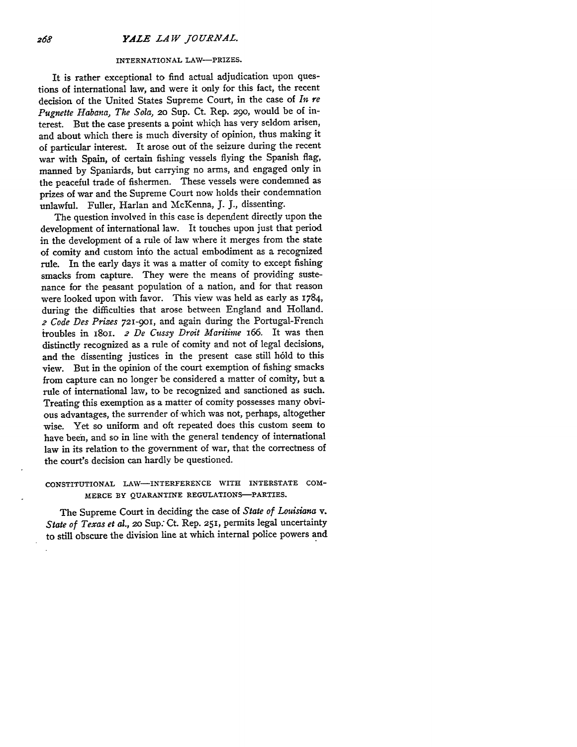### INTERNATIONAL LAW—PRIZES.

It is rather exceptional to find actual adjudication upon questions of international law, and were it only for this fact, the recent decision of the United States Supreme Court, in the case of *In re Pugnette Habana, The Sola*, 20 Sup. Ct. Rep. 290, would be of interest. But the case presents a point which has very seldom arisen, and about which there is much diversity of opinion, thus making it of particular interest. It arose out of the seizure during the recent war with Spain, of certain fishing vessels flying the Spanish flag, manned by Spaniards, but carrying no arms, and engaged only in the peaceful trade of fishermen. These vessels were condemned as prizes of war and the Supreme Court now holds their condemnation unlawful. Fuller, Harlan and McKenna, J. J., dissenting.

The question involved in this case is dependent directly upon the development of international law. It touches upon just that period in the development of a rule of law where it merges from the state of comity and custom into the actual embodiment as a recognized rule. In the early days it was a matter of comity to except fishing smacks from capture. They were the means of providing sustenance for the peasant population of a nation, and for that reason were looked upon with favor. This view was held as early as 1784, during the difficulties that arose between England and Holland. *2 Code Des Prizes* 721-901, and again during the Portugal-French troubles in 1801. *2 De Cussy Droit Maritime* 166. It was then distinctly recognized as a rule of comity and not of legal decisions, and the dissenting justices in the present case still hold to this view. But in the opinion of the court exemption of fishing smacks from capture can no longer be considered a matter of comity, but a rule of international law, to be recognized and sanctioned as such. Treating this exemption as a matter of comity possesses many obvious advantages, the surrender of which was not, perhaps, altogether wise. Yet so uniform and oft repeated does this custom seem to have been, and so in line with the general tendency of international law in its relation to the government of war, that the correctness of the court's decision can hardly be questioned.

### CONSTITUTIONAL LAW—INTERFERENCE WITH INTERSTATE COMMERCE BY QUARANTINE REGULATIONS—PARTIES.

The Supreme Court in deciding the case of *State of Louisiana* v. *State of Texas et al.*, 20 Sup. Ct. Rep. 251, permits legal uncertainty to still obscure the division line at which internal police powers and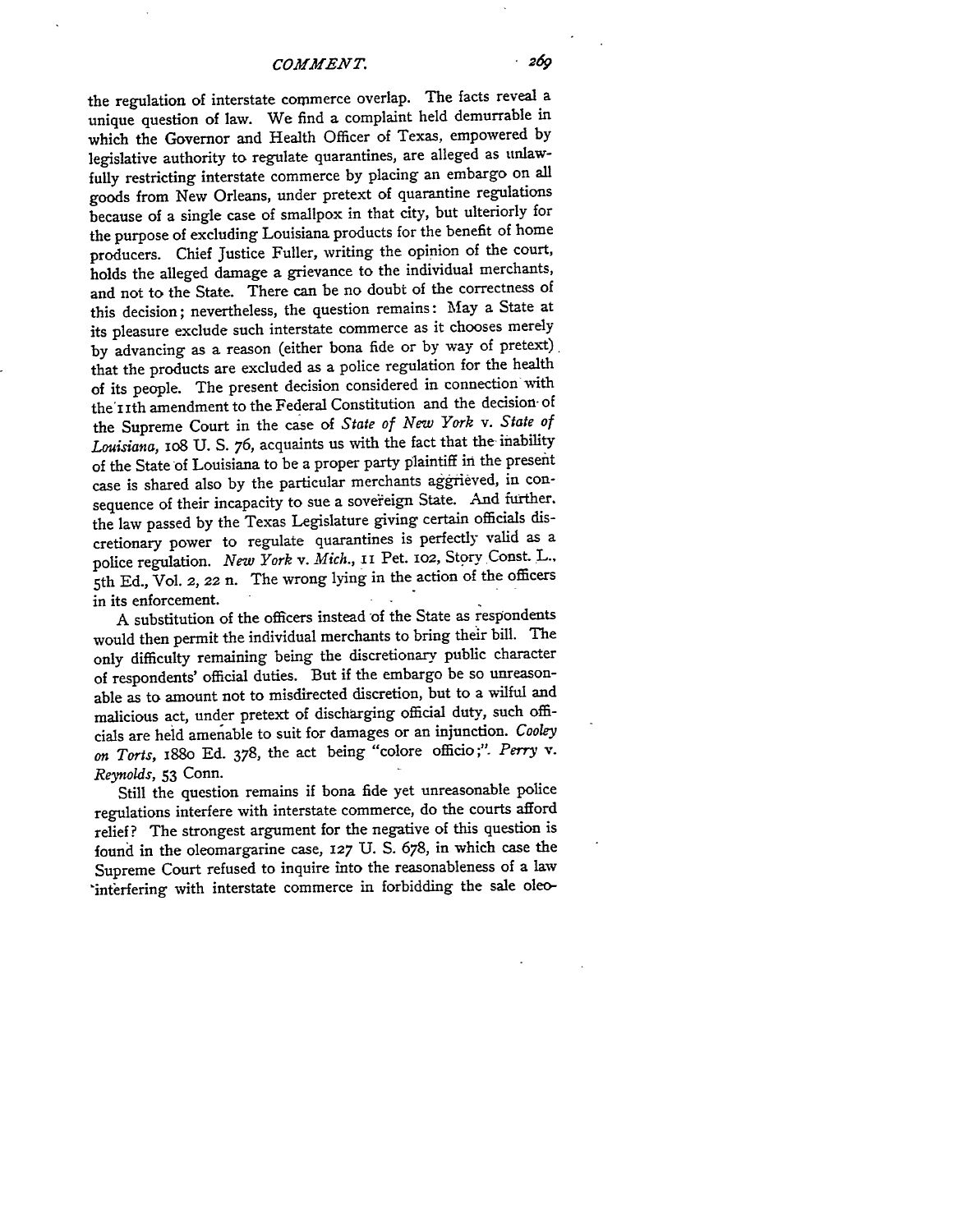the regulation of interstate commerce overlap. The facts reveal a unique question of law. We find a complaint held demurrable in which the Governor and Health Officer of Texas, empowered by legislative authority to regulate quarantines, are alleged as unlawfully restricting interstate commerce by placing an embargo on all goods from New Orleans, under pretext of quarantine regulations because of a single case of smallpox in that city, but ulteriorly for the purpose of excluding Louisiana products for the benefit of home producers. Chief Justice Fuller, writing the opinion of the court, holds the alleged damage a grievance to the individual merchants, and not to the State. There can be no doubt of the correctness of this decision; nevertheless, the question remains: May a State at its pleasure exclude such interstate commerce as it chooses merely by advancing as a reason (either bona fide or by way of pretext) that the products are excluded as a police regulation for the health of its people. The present decision considered in connection with the 11th amendment to the Federal Constitution and the decision of the Supreme Court in the case of *State of New York* v. *State of Louisiana*, 108 U. S. 76, acquaints us with the fact that the inability of the State of Louisiana to be a proper party plaintiff in the present case is shared also by the particular merchants aggrieved, in consequence of their incapacity to sue a sovereign State. And further. the law passed by the Texas Legislature giving certain officials discretionary power to regulate quarantines is perfectly valid as a police regulation. *New York* v. *Mich.*, 11 Pet. 102, Story Const. L., 5th Ed., Vol. 2, 22 n. The wrong lying in the action of the officers in its enforcement.

A substitution of the officers instead of the State as respondents would then permit the individual merchants to bring their bill. The only difficulty remaining being the discretionary public character of respondents' official duties. But if the embargo be so unreasonable as to amount not to misdirected discretion, but to a wilful and malicious act, under pretext of discharging official duty, such officials are held amenable to suit for damages or an injunction. *Cooley on Torts*, 1880 Ed. 378, the act being "colore officio;". *Perry* v. *Reynolds*, 53 Conn.

Still the question remains if bona fide yet unreasonable police regulations interfere with interstate commerce, do the courts afford relief? The strongest argument for the negative of this question is found in the oleomargarine case, 127 U. S. 678, in which case the Supreme Court refused to inquire into the reasonableness of a law interfering with interstate commerce in forbidding the sale oleo-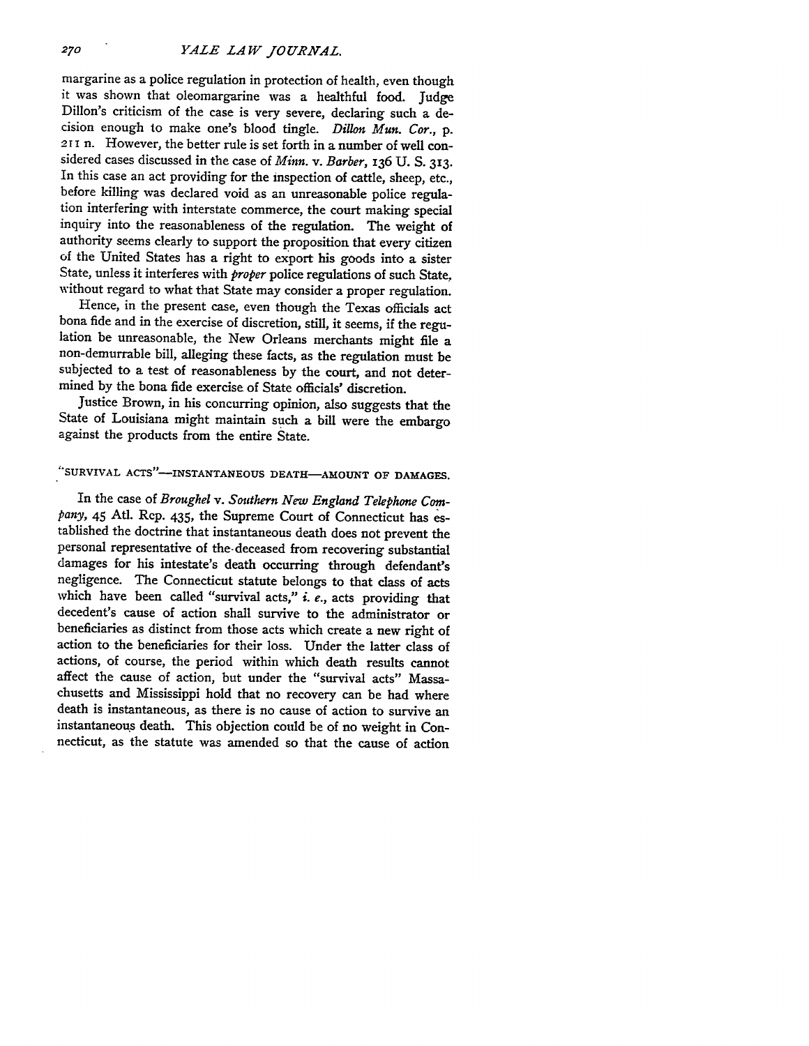margarine as a police regulation in protection of health, even though it was shown that oleomargarine was a healthful food. Judge Dillon's criticism of the case is very severe, declaring such a decision enough to make one's blood tingle. *Dillon Mun. Cor.*, p. 211 n. However, the better rule is set forth in a number of well considered cases discussed in the case of *Minn.* v. *Barber*, 136 U. S. 313. In this case an act providing for the inspection of cattle, sheep, etc., before killing was declared void as an unreasonable police regulation interfering with interstate commerce, the court making special inquiry into the reasonableness of the regulation. The weight of authority seems clearly to support the proposition that every citizen of the United States has a right to export his goods into a sister State, unless it interferes with *proper* police regulations of such State, without regard to what that State may consider a proper regulation.

Hence, in the present case, even though the Texas officials act bona fide and in the exercise of discretion, still, it seems, if the regulation be unreasonable, the New Orleans merchants might file a non-demurrable bill, alleging these facts, as the regulation must be subjected to a test of reasonableness by the court, and not determined by the bona fide exercise of State officials' discretion.

Justice Brown, in his concurring opinion, also suggests that the State of Louisiana might maintain such a bill were the embargo against the products from the entire State.

### "SURVIVAL ACTS"—INSTANTANEOUS DEATH—AMOUNT OF DAMAGES.

In the case of *Broughel* v. *Southern New England Telephone Company*, 45 Atl. Rep. 435, the Supreme Court of Connecticut has established the doctrine that instantaneous death does not prevent the personal representative of the deceased from recovering substantial damages for his intestate's death occurring through defendant's negligence. The Connecticut statute belongs to that class of acts which have been called "survival acts," *i. e.*, acts providing that decedent's cause of action shall survive to the administrator or beneficiaries as distinct from those acts which create a new right of action to the beneficiaries for their loss. Under the latter class of actions, of course, the period within which death results cannot affect the cause of action, but under the "survival acts" Massachusetts and Mississippi hold that no recovery can be had where death is instantaneous, as there is no cause of action to survive an instantaneous death. This objection could be of no weight in Connecticut, as the statute was amended so that the cause of action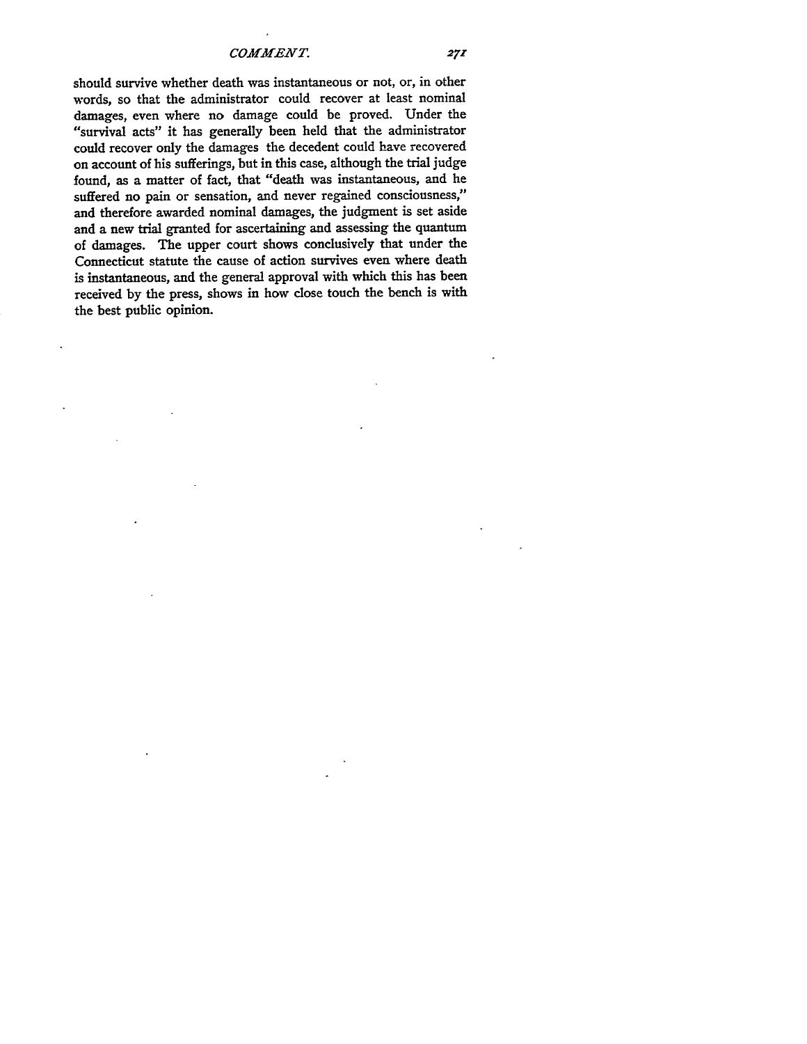should survive whether death was instantaneous or not, or, in other words, so that the administrator could recover at least nominal damages, even where no damage could be proved. Under the "survival acts" it has generally been held that the administrator could recover only the damages the decedent could have recovered on account of his sufferings, but in this case, although the trial judge found, as a matter of fact, that "death was instantaneous, and he suffered no pain or sensation, and never regained consciousness," and therefore awarded nominal damages, the judgment is set aside and a new trial granted for ascertaining and assessing the quantum of damages. The upper court shows conclusively that under the Connecticut statute the cause of action survives even where death is instantaneous, and the general approval with which this has been received by the press, shows in how close touch the bench is with the best public opinion.